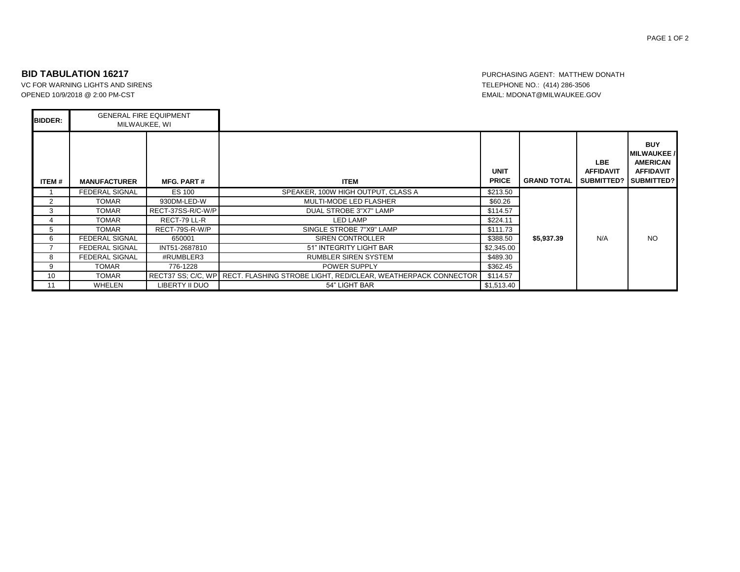## BID TABULATION 16217

VC FOR WARNING LIGHTS AND SIRENS
OPENED 10/9/2018 @ 2:00 PM-CST

PURCHASING AGENT: MATTHEW DONATH
TELEPHONE NO.: (414) 286-3506
EMAIL: MDONAT@MILWAUKEE.GOV

**BIDDER:** GENERAL FIRE EQUIPMENT MILWAUKEE, WI

| ITEM # | MANUFACTURER | MFG. PART # | ITEM | UNIT PRICE | GRAND TOTAL | LBE AFFIDAVIT SUBMITTED? | BUY MILWAUKEE / AMERICAN AFFIDAVIT SUBMITTED? |
|---|---|---|---|---|---|---|---|
| 1 | FEDERAL SIGNAL | ES 100 | SPEAKER, 100W HIGH OUTPUT, CLASS A | $213.50 | $5,937.39 | N/A | NO |
| 2 | TOMAR | 930DM-LED-W | MULTI-MODE LED FLASHER | $60.26 | | | |
| 3 | TOMAR | RECT-37SS-R/C-W/P | DUAL STROBE 3"X7" LAMP | $114.57 | | | |
| 4 | TOMAR | RECT-79 LL-R | LED LAMP | $224.11 | | | |
| 5 | TOMAR | RECT-79S-R-W/P | SINGLE STROBE 7"X9" LAMP | $111.73 | | | |
| 6 | FEDERAL SIGNAL | 650001 | SIREN CONTROLLER | $388.50 | | | |
| 7 | FEDERAL SIGNAL | INT51-2687810 | 51" INTEGRITY LIGHT BAR | $2,345.00 | | | |
| 8 | FEDERAL SIGNAL | #RUMBLER3 | RUMBLER SIREN SYSTEM | $489.30 | | | |
| 9 | TOMAR | 776-1228 | POWER SUPPLY | $362.45 | | | |
| 10 | TOMAR | RECT37 SS; C/C, WP | RECT. FLASHING STROBE LIGHT, RED/CLEAR, WEATHERPACK CONNECTOR | $114.57 | | | |
| 11 | WHELEN | LIBERTY II DUO | 54" LIGHT BAR | $1,513.40 | | | |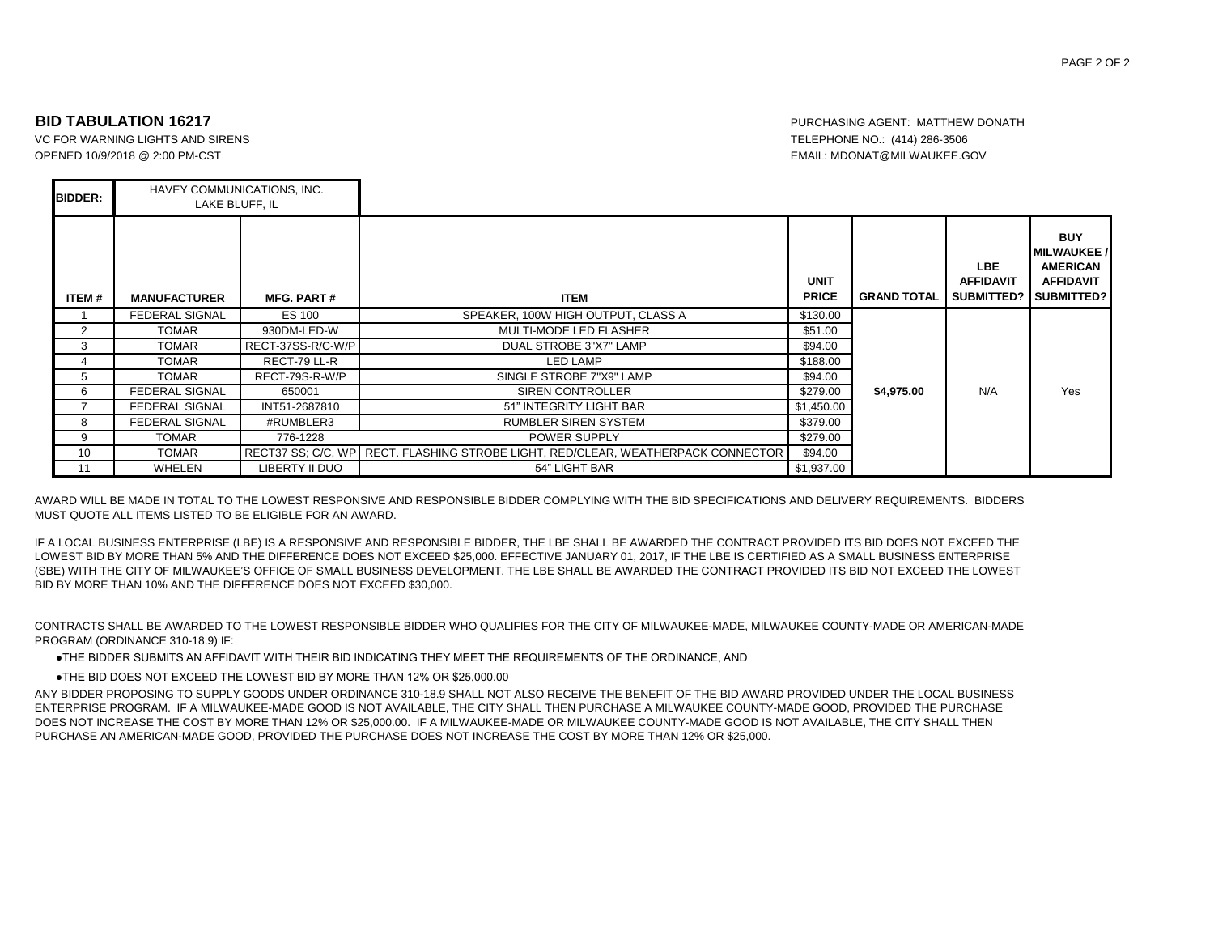**BID TABULATION 16217**

VC FOR WARNING LIGHTS AND SIRENS
OPENED 10/9/2018 @ 2:00 PM-CST

PURCHASING AGENT: MATTHEW DONATH
TELEPHONE NO.: (414) 286-3506
EMAIL: MDONAT@MILWAUKEE.GOV

| BIDDER: | HAVEY COMMUNICATIONS, INC. LAKE BLUFF, IL | | | | | | |
|---|---|---|---|---|---|---|---|
| ITEM # | MANUFACTURER | MFG. PART # | ITEM | UNIT PRICE | GRAND TOTAL | LBE AFFIDAVIT SUBMITTED? | BUY MILWAUKEE / AMERICAN AFFIDAVIT SUBMITTED? |
| 1 | FEDERAL SIGNAL | ES 100 | SPEAKER, 100W HIGH OUTPUT, CLASS A | $130.00 | **$4,975.00** | N/A | Yes |
| 2 | TOMAR | 930DM-LED-W | MULTI-MODE LED FLASHER | $51.00 | | | |
| 3 | TOMAR | RECT-37SS-R/C-W/P | DUAL STROBE 3"X7" LAMP | $94.00 | | | |
| 4 | TOMAR | RECT-79 LL-R | LED LAMP | $188.00 | | | |
| 5 | TOMAR | RECT-79S-R-W/P | SINGLE STROBE 7"X9" LAMP | $94.00 | | | |
| 6 | FEDERAL SIGNAL | 650001 | SIREN CONTROLLER | $279.00 | | | |
| 7 | FEDERAL SIGNAL | INT51-2687810 | 51" INTEGRITY LIGHT BAR | $1,450.00 | | | |
| 8 | FEDERAL SIGNAL | #RUMBLER3 | RUMBLER SIREN SYSTEM | $379.00 | | | |
| 9 | TOMAR | 776-1228 | POWER SUPPLY | $279.00 | | | |
| 10 | TOMAR | RECT37 SS; C/C, WP | RECT. FLASHING STROBE LIGHT, RED/CLEAR, WEATHERPACK CONNECTOR | $94.00 | | | |
| 11 | WHELEN | LIBERTY II DUO | 54" LIGHT BAR | $1,937.00 | | | |

AWARD WILL BE MADE IN TOTAL TO THE LOWEST RESPONSIVE AND RESPONSIBLE BIDDER COMPLYING WITH THE BID SPECIFICATIONS AND DELIVERY REQUIREMENTS. BIDDERS MUST QUOTE ALL ITEMS LISTED TO BE ELIGIBLE FOR AN AWARD.

IF A LOCAL BUSINESS ENTERPRISE (LBE) IS A RESPONSIVE AND RESPONSIBLE BIDDER, THE LBE SHALL BE AWARDED THE CONTRACT PROVIDED ITS BID DOES NOT EXCEED THE LOWEST BID BY MORE THAN 5% AND THE DIFFERENCE DOES NOT EXCEED $25,000. EFFECTIVE JANUARY 01, 2017, IF THE LBE IS CERTIFIED AS A SMALL BUSINESS ENTERPRISE (SBE) WITH THE CITY OF MILWAUKEE'S OFFICE OF SMALL BUSINESS DEVELOPMENT, THE LBE SHALL BE AWARDED THE CONTRACT PROVIDED ITS BID NOT EXCEED THE LOWEST BID BY MORE THAN 10% AND THE DIFFERENCE DOES NOT EXCEED $30,000.

CONTRACTS SHALL BE AWARDED TO THE LOWEST RESPONSIBLE BIDDER WHO QUALIFIES FOR THE CITY OF MILWAUKEE-MADE, MILWAUKEE COUNTY-MADE OR AMERICAN-MADE PROGRAM (ORDINANCE 310-18.9) IF:

- THE BIDDER SUBMITS AN AFFIDAVIT WITH THEIR BID INDICATING THEY MEET THE REQUIREMENTS OF THE ORDINANCE, AND
- THE BID DOES NOT EXCEED THE LOWEST BID BY MORE THAN 12% OR $25,000.00

ANY BIDDER PROPOSING TO SUPPLY GOODS UNDER ORDINANCE 310-18.9 SHALL NOT ALSO RECEIVE THE BENEFIT OF THE BID AWARD PROVIDED UNDER THE LOCAL BUSINESS ENTERPRISE PROGRAM. IF A MILWAUKEE-MADE GOOD IS NOT AVAILABLE, THE CITY SHALL THEN PURCHASE A MILWAUKEE COUNTY-MADE GOOD, PROVIDED THE PURCHASE DOES NOT INCREASE THE COST BY MORE THAN 12% OR $25,000.00. IF A MILWAUKEE-MADE OR MILWAUKEE COUNTY-MADE GOOD IS NOT AVAILABLE, THE CITY SHALL THEN PURCHASE AN AMERICAN-MADE GOOD, PROVIDED THE PURCHASE DOES NOT INCREASE THE COST BY MORE THAN 12% OR $25,000.